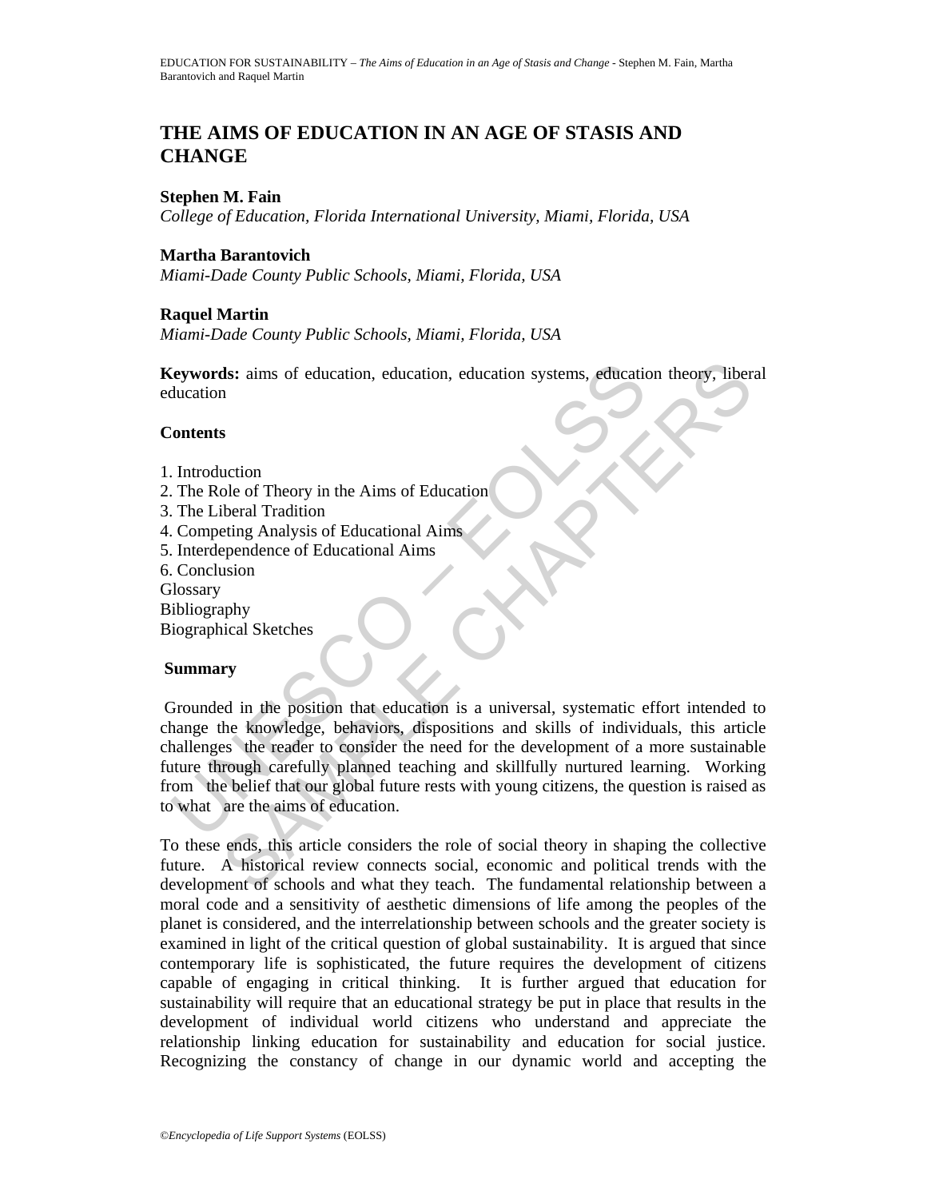# THE AIMS OF EDUCATION IN AN AGE OF STASIS AND CHANGE

**Stephen M. Fain**
*College of Education, Florida International University, Miami, Florida, USA*

**Martha Barantovich**
*Miami-Dade County Public Schools, Miami, Florida, USA*

**Raquel Martin**
*Miami-Dade County Public Schools, Miami, Florida, USA*

**Keywords:** aims of education, education, education systems, education theory, liberal education

## Contents

1. Introduction
2. The Role of Theory in the Aims of Education
3. The Liberal Tradition
4. Competing Analysis of Educational Aims
5. Interdependence of Educational Aims
6. Conclusion

Glossary
Bibliography
Biographical Sketches

## Summary

Grounded in the position that education is a universal, systematic effort intended to change the knowledge, behaviors, dispositions and skills of individuals, this article challenges the reader to consider the need for the development of a more sustainable future through carefully planned teaching and skillfully nurtured learning. Working from the belief that our global future rests with young citizens, the question is raised as to what are the aims of education.

To these ends, this article considers the role of social theory in shaping the collective future. A historical review connects social, economic and political trends with the development of schools and what they teach. The fundamental relationship between a moral code and a sensitivity of aesthetic dimensions of life among the peoples of the planet is considered, and the interrelationship between schools and the greater society is examined in light of the critical question of global sustainability. It is argued that since contemporary life is sophisticated, the future requires the development of citizens capable of engaging in critical thinking. It is further argued that education for sustainability will require that an educational strategy be put in place that results in the development of individual world citizens who understand and appreciate the relationship linking education for sustainability and education for social justice. Recognizing the constancy of change in our dynamic world and accepting the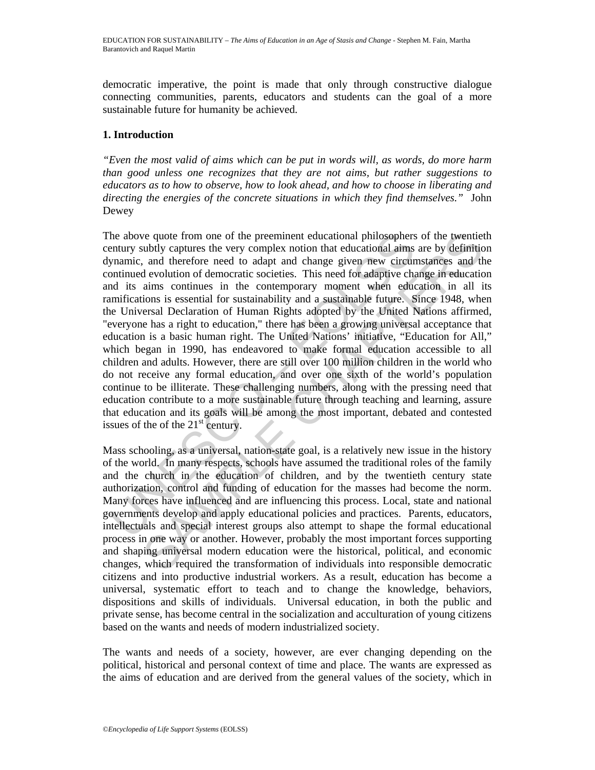democratic imperative, the point is made that only through constructive dialogue connecting communities, parents, educators and students can the goal of a more sustainable future for humanity be achieved.

## 1. Introduction

*"Even the most valid of aims which can be put in words will, as words, do more harm than good unless one recognizes that they are not aims, but rather suggestions to educators as to how to observe, how to look ahead, and how to choose in liberating and directing the energies of the concrete situations in which they find themselves."* John Dewey

The above quote from one of the preeminent educational philosophers of the twentieth century subtly captures the very complex notion that educational aims are by definition dynamic, and therefore need to adapt and change given new circumstances and the continued evolution of democratic societies. This need for adaptive change in education and its aims continues in the contemporary moment when education in all its ramifications is essential for sustainability and a sustainable future. Since 1948, when the Universal Declaration of Human Rights adopted by the United Nations affirmed, "everyone has a right to education," there has been a growing universal acceptance that education is a basic human right. The United Nations' initiative, "Education for All," which began in 1990, has endeavored to make formal education accessible to all children and adults. However, there are still over 100 million children in the world who do not receive any formal education, and over one sixth of the world's population continue to be illiterate. These challenging numbers, along with the pressing need that education contribute to a more sustainable future through teaching and learning, assure that education and its goals will be among the most important, debated and contested issues of the of the 21st century.

Mass schooling, as a universal, nation-state goal, is a relatively new issue in the history of the world. In many respects, schools have assumed the traditional roles of the family and the church in the education of children, and by the twentieth century state authorization, control and funding of education for the masses had become the norm. Many forces have influenced and are influencing this process. Local, state and national governments develop and apply educational policies and practices. Parents, educators, intellectuals and special interest groups also attempt to shape the formal educational process in one way or another. However, probably the most important forces supporting and shaping universal modern education were the historical, political, and economic changes, which required the transformation of individuals into responsible democratic citizens and into productive industrial workers. As a result, education has become a universal, systematic effort to teach and to change the knowledge, behaviors, dispositions and skills of individuals. Universal education, in both the public and private sense, has become central in the socialization and acculturation of young citizens based on the wants and needs of modern industrialized society.

The wants and needs of a society, however, are ever changing depending on the political, historical and personal context of time and place. The wants are expressed as the aims of education and are derived from the general values of the society, which in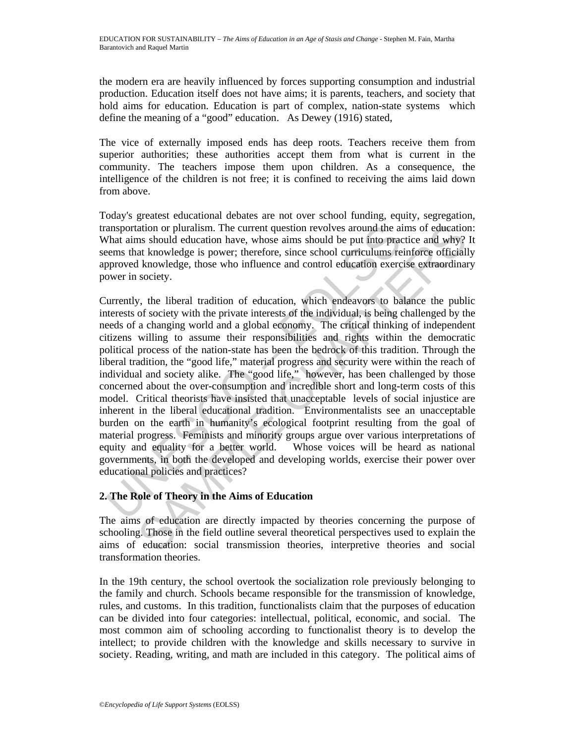the modern era are heavily influenced by forces supporting consumption and industrial production. Education itself does not have aims; it is parents, teachers, and society that hold aims for education. Education is part of complex, nation-state systems which define the meaning of a "good" education. As Dewey (1916) stated,

The vice of externally imposed ends has deep roots. Teachers receive them from superior authorities; these authorities accept them from what is current in the community. The teachers impose them upon children. As a consequence, the intelligence of the children is not free; it is confined to receiving the aims laid down from above.

Today's greatest educational debates are not over school funding, equity, segregation, transportation or pluralism. The current question revolves around the aims of education: What aims should education have, whose aims should be put into practice and why? It seems that knowledge is power; therefore, since school curriculums reinforce officially approved knowledge, those who influence and control education exercise extraordinary power in society.

Currently, the liberal tradition of education, which endeavors to balance the public interests of society with the private interests of the individual, is being challenged by the needs of a changing world and a global economy. The critical thinking of independent citizens willing to assume their responsibilities and rights within the democratic political process of the nation-state has been the bedrock of this tradition. Through the liberal tradition, the "good life," material progress and security were within the reach of individual and society alike. The "good life," however, has been challenged by those concerned about the over-consumption and incredible short and long-term costs of this model. Critical theorists have insisted that unacceptable levels of social injustice are inherent in the liberal educational tradition. Environmentalists see an unacceptable burden on the earth in humanity's ecological footprint resulting from the goal of material progress. Feminists and minority groups argue over various interpretations of equity and equality for a better world. Whose voices will be heard as national governments, in both the developed and developing worlds, exercise their power over educational policies and practices?

## 2. The Role of Theory in the Aims of Education

The aims of education are directly impacted by theories concerning the purpose of schooling. Those in the field outline several theoretical perspectives used to explain the aims of education: social transmission theories, interpretive theories and social transformation theories.

In the 19th century, the school overtook the socialization role previously belonging to the family and church. Schools became responsible for the transmission of knowledge, rules, and customs. In this tradition, functionalists claim that the purposes of education can be divided into four categories: intellectual, political, economic, and social. The most common aim of schooling according to functionalist theory is to develop the intellect; to provide children with the knowledge and skills necessary to survive in society. Reading, writing, and math are included in this category. The political aims of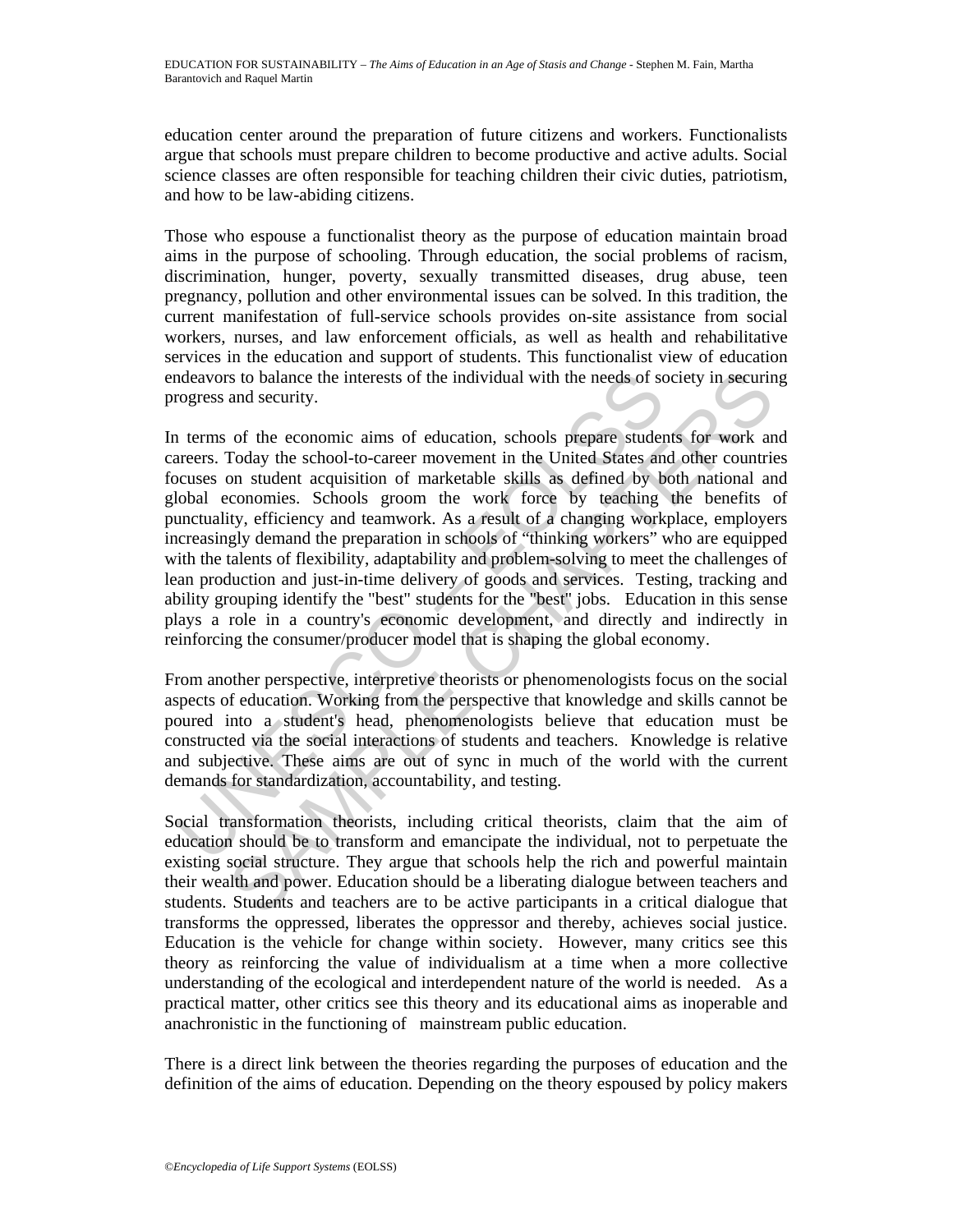education center around the preparation of future citizens and workers. Functionalists argue that schools must prepare children to become productive and active adults. Social science classes are often responsible for teaching children their civic duties, patriotism, and how to be law-abiding citizens.

Those who espouse a functionalist theory as the purpose of education maintain broad aims in the purpose of schooling. Through education, the social problems of racism, discrimination, hunger, poverty, sexually transmitted diseases, drug abuse, teen pregnancy, pollution and other environmental issues can be solved. In this tradition, the current manifestation of full-service schools provides on-site assistance from social workers, nurses, and law enforcement officials, as well as health and rehabilitative services in the education and support of students. This functionalist view of education endeavors to balance the interests of the individual with the needs of society in securing progress and security.

In terms of the economic aims of education, schools prepare students for work and careers. Today the school-to-career movement in the United States and other countries focuses on student acquisition of marketable skills as defined by both national and global economies. Schools groom the work force by teaching the benefits of punctuality, efficiency and teamwork. As a result of a changing workplace, employers increasingly demand the preparation in schools of "thinking workers" who are equipped with the talents of flexibility, adaptability and problem-solving to meet the challenges of lean production and just-in-time delivery of goods and services. Testing, tracking and ability grouping identify the "best" students for the "best" jobs. Education in this sense plays a role in a country's economic development, and directly and indirectly in reinforcing the consumer/producer model that is shaping the global economy.

From another perspective, interpretive theorists or phenomenologists focus on the social aspects of education. Working from the perspective that knowledge and skills cannot be poured into a student's head, phenomenologists believe that education must be constructed via the social interactions of students and teachers. Knowledge is relative and subjective. These aims are out of sync in much of the world with the current demands for standardization, accountability, and testing.

Social transformation theorists, including critical theorists, claim that the aim of education should be to transform and emancipate the individual, not to perpetuate the existing social structure. They argue that schools help the rich and powerful maintain their wealth and power. Education should be a liberating dialogue between teachers and students. Students and teachers are to be active participants in a critical dialogue that transforms the oppressed, liberates the oppressor and thereby, achieves social justice. Education is the vehicle for change within society. However, many critics see this theory as reinforcing the value of individualism at a time when a more collective understanding of the ecological and interdependent nature of the world is needed. As a practical matter, other critics see this theory and its educational aims as inoperable and anachronistic in the functioning of mainstream public education.

There is a direct link between the theories regarding the purposes of education and the definition of the aims of education. Depending on the theory espoused by policy makers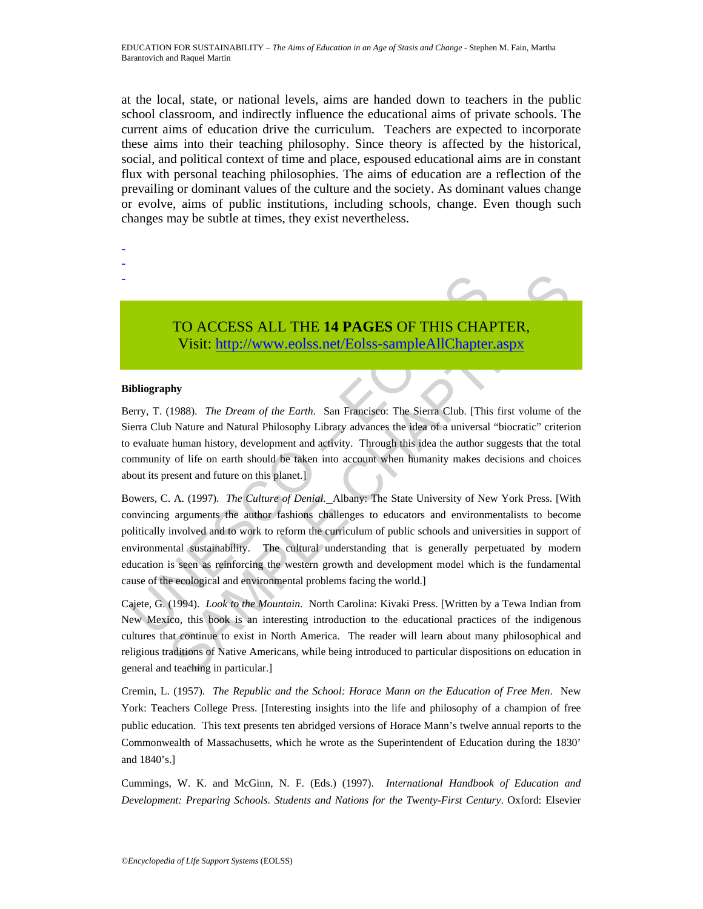at the local, state, or national levels, aims are handed down to teachers in the public school classroom, and indirectly influence the educational aims of private schools. The current aims of education drive the curriculum. Teachers are expected to incorporate these aims into their teaching philosophy. Since theory is affected by the historical, social, and political context of time and place, espoused educational aims are in constant flux with personal teaching philosophies. The aims of education are a reflection of the prevailing or dominant values of the culture and the society. As dominant values change or evolve, aims of public institutions, including schools, change. Even though such changes may be subtle at times, they exist nevertheless.

-
-
-

TO ACCESS ALL THE **14 PAGES** OF THIS CHAPTER,
Visit: http://www.eolss.net/Eolss-sampleAllChapter.aspx

**Bibliography**

Berry, T. (1988). *The Dream of the Earth.* San Francisco: The Sierra Club. [This first volume of the Sierra Club Nature and Natural Philosophy Library advances the idea of a universal "biocratic" criterion to evaluate human history, development and activity. Through this idea the author suggests that the total community of life on earth should be taken into account when humanity makes decisions and choices about its present and future on this planet.]

Bowers, C. A. (1997). *The Culture of Denial.* Albany: The State University of New York Press. [With convincing arguments the author fashions challenges to educators and environmentalists to become politically involved and to work to reform the curriculum of public schools and universities in support of environmental sustainability. The cultural understanding that is generally perpetuated by modern education is seen as reinforcing the western growth and development model which is the fundamental cause of the ecological and environmental problems facing the world.]

Cajete, G. (1994). *Look to the Mountain.* North Carolina: Kivaki Press. [Written by a Tewa Indian from New Mexico, this book is an interesting introduction to the educational practices of the indigenous cultures that continue to exist in North America. The reader will learn about many philosophical and religious traditions of Native Americans, while being introduced to particular dispositions on education in general and teaching in particular.]

Cremin, L. (1957). *The Republic and the School: Horace Mann on the Education of Free Men*. New York: Teachers College Press. [Interesting insights into the life and philosophy of a champion of free public education. This text presents ten abridged versions of Horace Mann's twelve annual reports to the Commonwealth of Massachusetts, which he wrote as the Superintendent of Education during the 1830' and 1840's.]

Cummings, W. K. and McGinn, N. F. (Eds.) (1997). *International Handbook of Education and Development: Preparing Schools. Students and Nations for the Twenty-First Century*. Oxford: Elsevier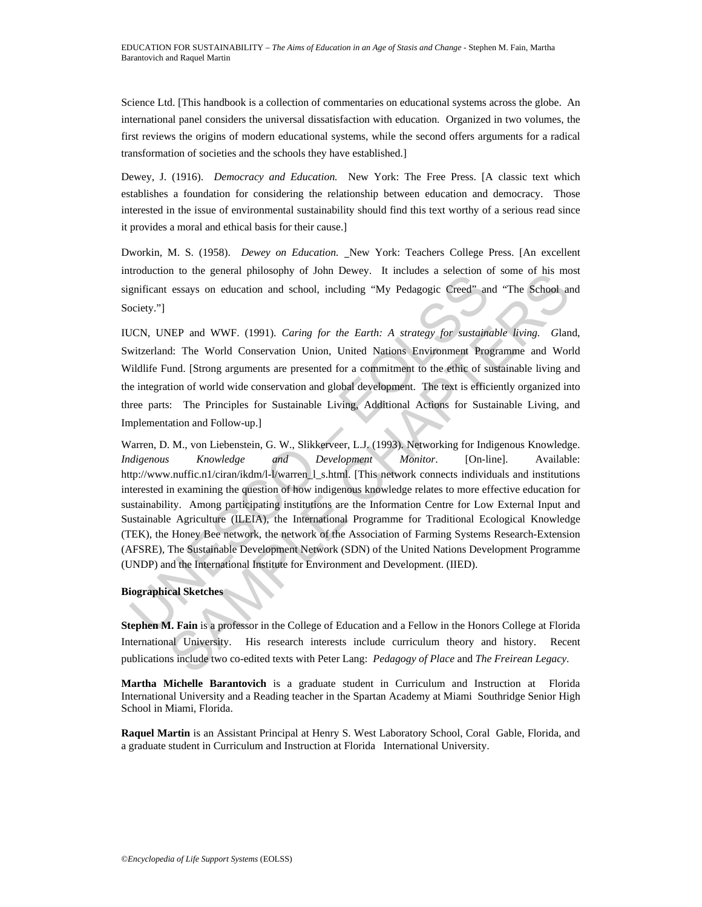Science Ltd. [This handbook is a collection of commentaries on educational systems across the globe. An international panel considers the universal dissatisfaction with education. Organized in two volumes, the first reviews the origins of modern educational systems, while the second offers arguments for a radical transformation of societies and the schools they have established.]

Dewey, J. (1916). *Democracy and Education.* New York: The Free Press. [A classic text which establishes a foundation for considering the relationship between education and democracy. Those interested in the issue of environmental sustainability should find this text worthy of a serious read since it provides a moral and ethical basis for their cause.]

Dworkin, M. S. (1958). *Dewey on Education.* _New York: Teachers College Press. [An excellent introduction to the general philosophy of John Dewey. It includes a selection of some of his most significant essays on education and school, including "My Pedagogic Creed" and "The School and Society."]

IUCN, UNEP and WWF. (1991). *Caring for the Earth: A strategy for sustainable living.* Gland, Switzerland: The World Conservation Union, United Nations Environment Programme and World Wildlife Fund. [Strong arguments are presented for a commitment to the ethic of sustainable living and the integration of world wide conservation and global development. The text is efficiently organized into three parts: The Principles for Sustainable Living, Additional Actions for Sustainable Living, and Implementation and Follow-up.]

Warren, D. M., von Liebenstein, G. W., Slikkerveer, L.J. (1993). Networking for Indigenous Knowledge. *Indigenous Knowledge and Development Monitor*. [On-line]. Available: http://www.nuffic.n1/ciran/ikdm/l-l/warren_l_s.html. [This network connects individuals and institutions interested in examining the question of how indigenous knowledge relates to more effective education for sustainability. Among participating institutions are the Information Centre for Low External Input and Sustainable Agriculture (ILEIA), the International Programme for Traditional Ecological Knowledge (TEK), the Honey Bee network, the network of the Association of Farming Systems Research-Extension (AFSRE), The Sustainable Development Network (SDN) of the United Nations Development Programme (UNDP) and the International Institute for Environment and Development. (IIED).

**Biographical Sketches**

**Stephen M. Fain** is a professor in the College of Education and a Fellow in the Honors College at Florida International University. His research interests include curriculum theory and history. Recent publications include two co-edited texts with Peter Lang: *Pedagogy of Place* and *The Freirean Legacy*.

**Martha Michelle Barantovich** is a graduate student in Curriculum and Instruction at Florida International University and a Reading teacher in the Spartan Academy at Miami Southridge Senior High School in Miami, Florida.

**Raquel Martin** is an Assistant Principal at Henry S. West Laboratory School, Coral Gable, Florida, and a graduate student in Curriculum and Instruction at Florida International University.